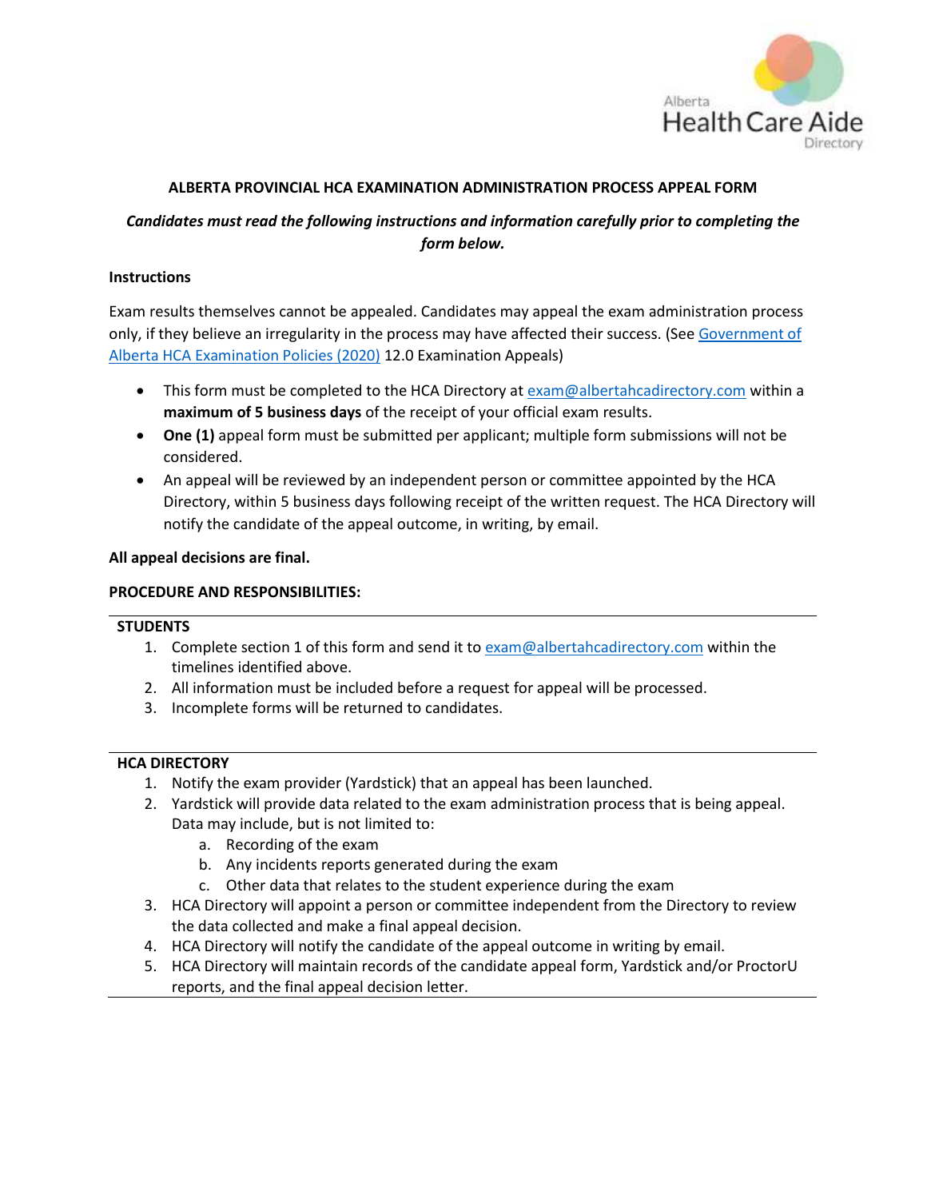Alberta Health Care Aide Directory

## ALBERTA PROVINCIAL HCA EXAMINATION ADMINISTRATION PROCESS APPEAL FORM

***Candidates must read the following instructions and information carefully prior to completing the form below.***

**Instructions**

Exam results themselves cannot be appealed. Candidates may appeal the exam administration process only, if they believe an irregularity in the process may have affected their success. (See [Government of Alberta HCA Examination Policies (2020)]() 12.0 Examination Appeals)

- This form must be completed to the HCA Directory at exam@albertahcadirectory.com within a **maximum of 5 business days** of the receipt of your official exam results.
- **One (1)** appeal form must be submitted per applicant; multiple form submissions will not be considered.
- An appeal will be reviewed by an independent person or committee appointed by the HCA Directory, within 5 business days following receipt of the written request. The HCA Directory will notify the candidate of the appeal outcome, in writing, by email.

**All appeal decisions are final.**

**PROCEDURE AND RESPONSIBILITIES:**

**STUDENTS**

1. Complete section 1 of this form and send it to exam@albertahcadirectory.com within the timelines identified above.
2. All information must be included before a request for appeal will be processed.
3. Incomplete forms will be returned to candidates.

**HCA DIRECTORY**

1. Notify the exam provider (Yardstick) that an appeal has been launched.
2. Yardstick will provide data related to the exam administration process that is being appeal. Data may include, but is not limited to:
   a. Recording of the exam
   b. Any incidents reports generated during the exam
   c. Other data that relates to the student experience during the exam
3. HCA Directory will appoint a person or committee independent from the Directory to review the data collected and make a final appeal decision.
4. HCA Directory will notify the candidate of the appeal outcome in writing by email.
5. HCA Directory will maintain records of the candidate appeal form, Yardstick and/or ProctorU reports, and the final appeal decision letter.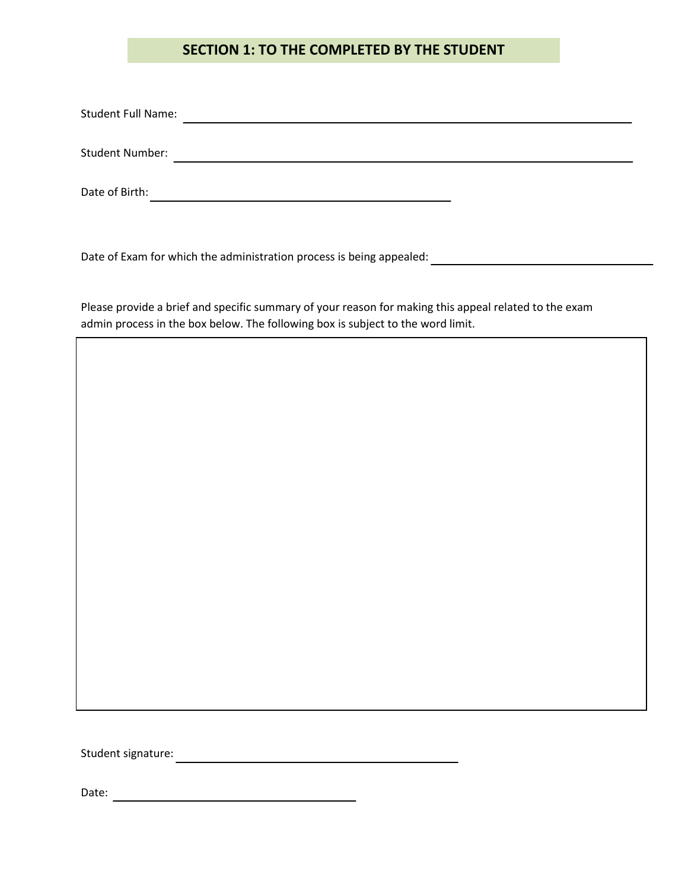## SECTION 1: TO THE COMPLETED BY THE STUDENT

Student Full Name: ______________________________________________

Student Number: ______________________________________________

Date of Birth: ______________________________

Date of Exam for which the administration process is being appealed: ______________________

Please provide a brief and specific summary of your reason for making this appeal related to the exam admin process in the box below. The following box is subject to the word limit.

| |
|---|
| |

Student signature: ______________________________

Date: __________________________